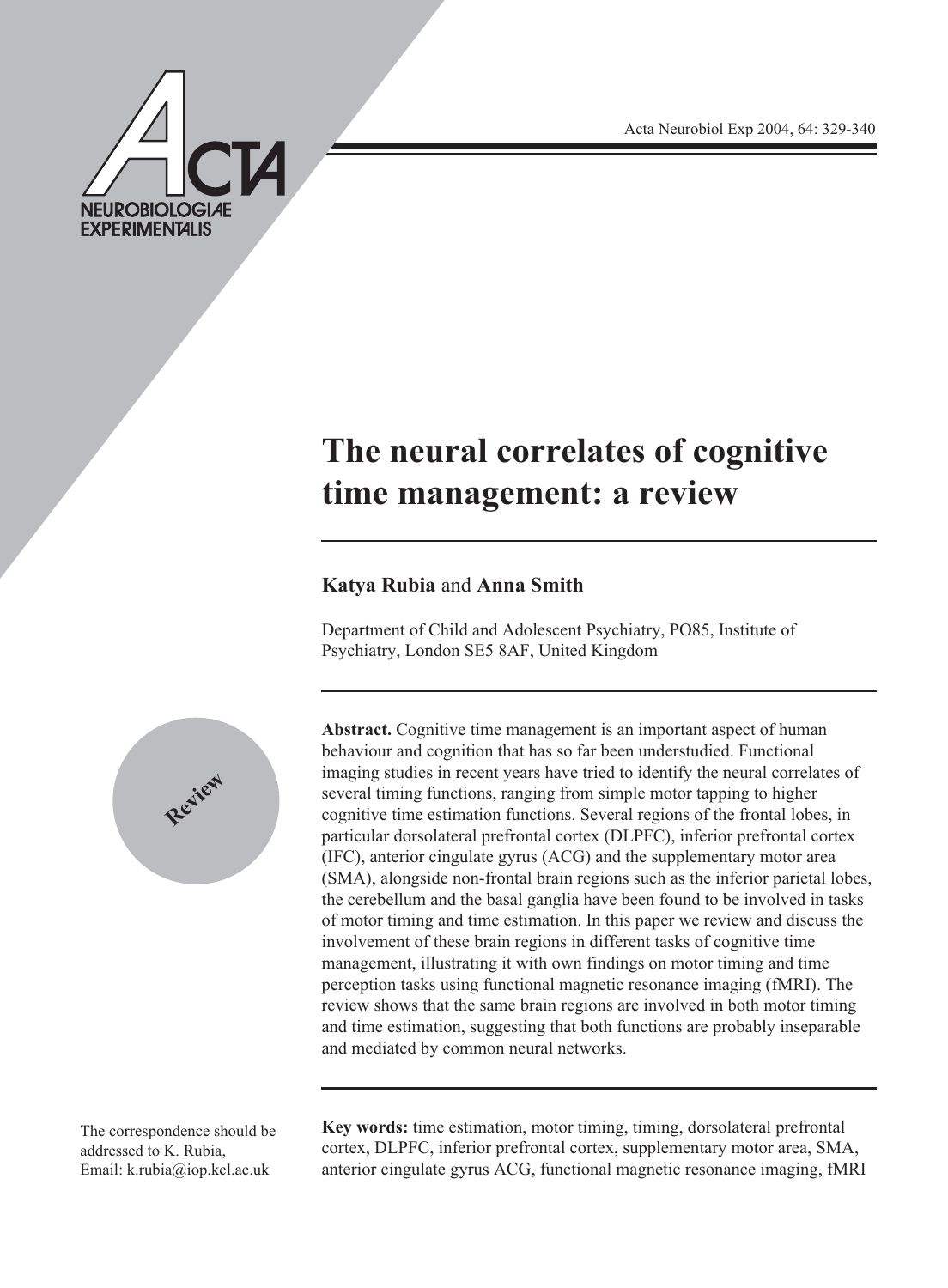# The neural correlates of cognitive time management: a review

**Katya Rubia** and **Anna Smith**

Department of Child and Adolescent Psychiatry, PO85, Institute of Psychiatry, London SE5 8AF, United Kingdom

Review

**Abstract.** Cognitive time management is an important aspect of human behaviour and cognition that has so far been understudied. Functional imaging studies in recent years have tried to identify the neural correlates of several timing functions, ranging from simple motor tapping to higher cognitive time estimation functions. Several regions of the frontal lobes, in particular dorsolateral prefrontal cortex (DLPFC), inferior prefrontal cortex (IFC), anterior cingulate gyrus (ACG) and the supplementary motor area (SMA), alongside non-frontal brain regions such as the inferior parietal lobes, the cerebellum and the basal ganglia have been found to be involved in tasks of motor timing and time estimation. In this paper we review and discuss the involvement of these brain regions in different tasks of cognitive time management, illustrating it with own findings on motor timing and time perception tasks using functional magnetic resonance imaging (fMRI). The review shows that the same brain regions are involved in both motor timing and time estimation, suggesting that both functions are probably inseparable and mediated by common neural networks.

The correspondence should be addressed to K. Rubia, Email: k.rubia@iop.kcl.ac.uk

**Key words:** time estimation, motor timing, timing, dorsolateral prefrontal cortex, DLPFC, inferior prefrontal cortex, supplementary motor area, SMA, anterior cingulate gyrus ACG, functional magnetic resonance imaging, fMRI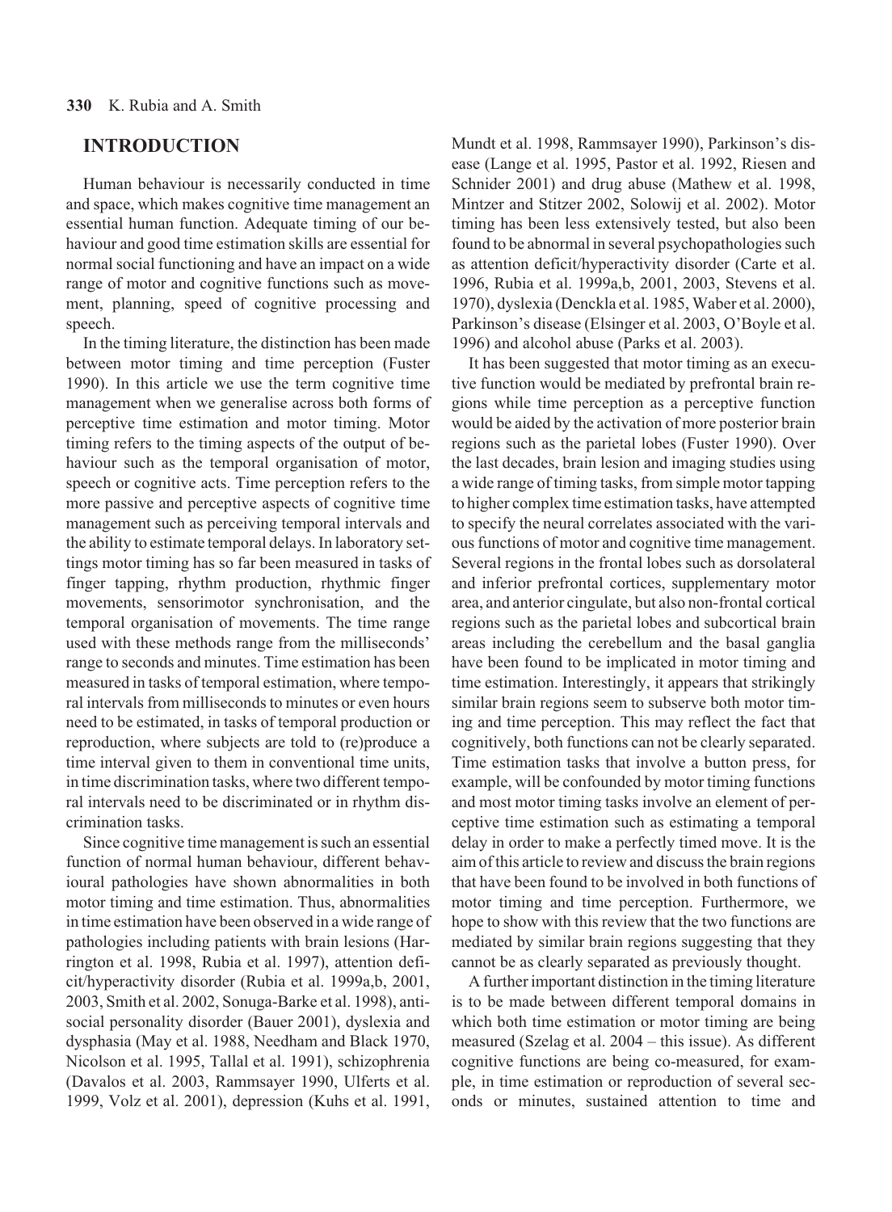## INTRODUCTION

Human behaviour is necessarily conducted in time and space, which makes cognitive time management an essential human function. Adequate timing of our behaviour and good time estimation skills are essential for normal social functioning and have an impact on a wide range of motor and cognitive functions such as movement, planning, speed of cognitive processing and speech.

In the timing literature, the distinction has been made between motor timing and time perception (Fuster 1990). In this article we use the term cognitive time management when we generalise across both forms of perceptive time estimation and motor timing. Motor timing refers to the timing aspects of the output of behaviour such as the temporal organisation of motor, speech or cognitive acts. Time perception refers to the more passive and perceptive aspects of cognitive time management such as perceiving temporal intervals and the ability to estimate temporal delays. In laboratory settings motor timing has so far been measured in tasks of finger tapping, rhythm production, rhythmic finger movements, sensorimotor synchronisation, and the temporal organisation of movements. The time range used with these methods range from the milliseconds' range to seconds and minutes. Time estimation has been measured in tasks of temporal estimation, where temporal intervals from milliseconds to minutes or even hours need to be estimated, in tasks of temporal production or reproduction, where subjects are told to (re)produce a time interval given to them in conventional time units, in time discrimination tasks, where two different temporal intervals need to be discriminated or in rhythm discrimination tasks.

Since cognitive time management is such an essential function of normal human behaviour, different behavioural pathologies have shown abnormalities in both motor timing and time estimation. Thus, abnormalities in time estimation have been observed in a wide range of pathologies including patients with brain lesions (Harrington et al. 1998, Rubia et al. 1997), attention deficit/hyperactivity disorder (Rubia et al. 1999a,b, 2001, 2003, Smith et al. 2002, Sonuga-Barke et al. 1998), antisocial personality disorder (Bauer 2001), dyslexia and dysphasia (May et al. 1988, Needham and Black 1970, Nicolson et al. 1995, Tallal et al. 1991), schizophrenia (Davalos et al. 2003, Rammsayer 1990, Ulferts et al. 1999, Volz et al. 2001), depression (Kuhs et al. 1991, Mundt et al. 1998, Rammsayer 1990), Parkinson's disease (Lange et al. 1995, Pastor et al. 1992, Riesen and Schnider 2001) and drug abuse (Mathew et al. 1998, Mintzer and Stitzer 2002, Solowij et al. 2002). Motor timing has been less extensively tested, but also been found to be abnormal in several psychopathologies such as attention deficit/hyperactivity disorder (Carte et al. 1996, Rubia et al. 1999a,b, 2001, 2003, Stevens et al. 1970), dyslexia (Denckla et al. 1985, Waber et al. 2000), Parkinson's disease (Elsinger et al. 2003, O'Boyle et al. 1996) and alcohol abuse (Parks et al. 2003).

It has been suggested that motor timing as an executive function would be mediated by prefrontal brain regions while time perception as a perceptive function would be aided by the activation of more posterior brain regions such as the parietal lobes (Fuster 1990). Over the last decades, brain lesion and imaging studies using a wide range of timing tasks, from simple motor tapping to higher complex time estimation tasks, have attempted to specify the neural correlates associated with the various functions of motor and cognitive time management. Several regions in the frontal lobes such as dorsolateral and inferior prefrontal cortices, supplementary motor area, and anterior cingulate, but also non-frontal cortical regions such as the parietal lobes and subcortical brain areas including the cerebellum and the basal ganglia have been found to be implicated in motor timing and time estimation. Interestingly, it appears that strikingly similar brain regions seem to subserve both motor timing and time perception. This may reflect the fact that cognitively, both functions can not be clearly separated. Time estimation tasks that involve a button press, for example, will be confounded by motor timing functions and most motor timing tasks involve an element of perceptive time estimation such as estimating a temporal delay in order to make a perfectly timed move. It is the aim of this article to review and discuss the brain regions that have been found to be involved in both functions of motor timing and time perception. Furthermore, we hope to show with this review that the two functions are mediated by similar brain regions suggesting that they cannot be as clearly separated as previously thought.

A further important distinction in the timing literature is to be made between different temporal domains in which both time estimation or motor timing are being measured (Szelag et al. 2004 – this issue). As different cognitive functions are being co-measured, for example, in time estimation or reproduction of several seconds or minutes, sustained attention to time and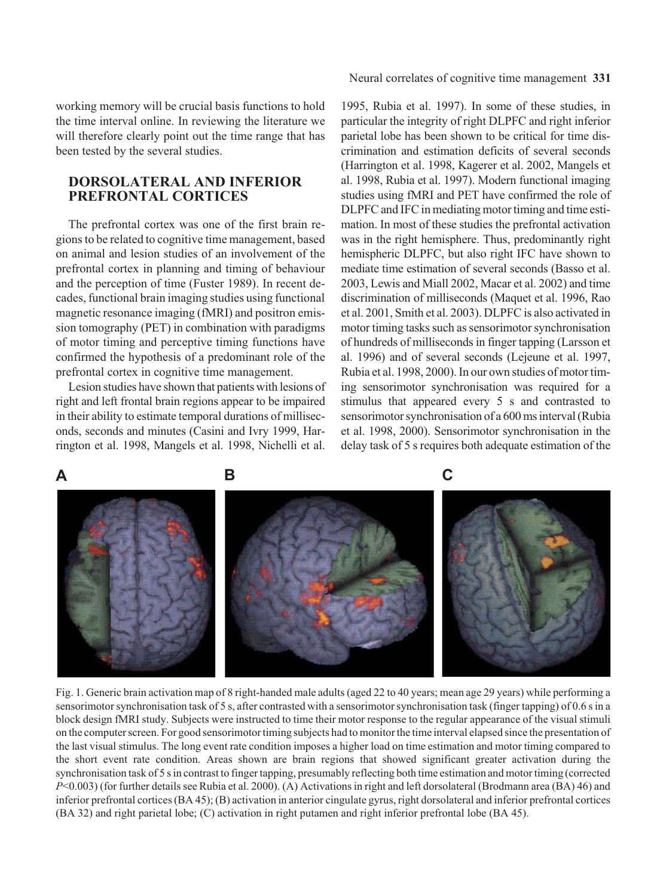working memory will be crucial basis functions to hold the time interval online. In reviewing the literature we will therefore clearly point out the time range that has been tested by the several studies.

## DORSOLATERAL AND INFERIOR PREFRONTAL CORTICES

The prefrontal cortex was one of the first brain regions to be related to cognitive time management, based on animal and lesion studies of an involvement of the prefrontal cortex in planning and timing of behaviour and the perception of time (Fuster 1989). In recent decades, functional brain imaging studies using functional magnetic resonance imaging (fMRI) and positron emission tomography (PET) in combination with paradigms of motor timing and perceptive timing functions have confirmed the hypothesis of a predominant role of the prefrontal cortex in cognitive time management.

Lesion studies have shown that patients with lesions of right and left frontal brain regions appear to be impaired in their ability to estimate temporal durations of milliseconds, seconds and minutes (Casini and Ivry 1999, Harrington et al. 1998, Mangels et al. 1998, Nichelli et al. 1995, Rubia et al. 1997). In some of these studies, in particular the integrity of right DLPFC and right inferior parietal lobe has been shown to be critical for time discrimination and estimation deficits of several seconds (Harrington et al. 1998, Kagerer et al. 2002, Mangels et al. 1998, Rubia et al. 1997). Modern functional imaging studies using fMRI and PET have confirmed the role of DLPFC and IFC in mediating motor timing and time estimation. In most of these studies the prefrontal activation was in the right hemisphere. Thus, predominantly right hemispheric DLPFC, but also right IFC have shown to mediate time estimation of several seconds (Basso et al. 2003, Lewis and Miall 2002, Macar et al. 2002) and time discrimination of milliseconds (Maquet et al. 1996, Rao et al. 2001, Smith et al. 2003). DLPFC is also activated in motor timing tasks such as sensorimotor synchronisation of hundreds of milliseconds in finger tapping (Larsson et al. 1996) and of several seconds (Lejeune et al. 1997, Rubia et al. 1998, 2000). In our own studies of motor timing sensorimotor synchronisation was required for a stimulus that appeared every 5 s and contrasted to sensorimotor synchronisation of a 600 ms interval (Rubia et al. 1998, 2000). Sensorimotor synchronisation in the delay task of 5 s requires both adequate estimation of the

Fig. 1. Generic brain activation map of 8 right-handed male adults (aged 22 to 40 years; mean age 29 years) while performing a sensorimotor synchronisation task of 5 s, after contrasted with a sensorimotor synchronisation task (finger tapping) of 0.6 s in a block design fMRI study. Subjects were instructed to time their motor response to the regular appearance of the visual stimuli on the computer screen. For good sensorimotor timing subjects had to monitor the time interval elapsed since the presentation of the last visual stimulus. The long event rate condition imposes a higher load on time estimation and motor timing compared to the short event rate condition. Areas shown are brain regions that showed significant greater activation during the synchronisation task of 5 s in contrast to finger tapping, presumably reflecting both time estimation and motor timing (corrected $P<0.003$) (for further details see Rubia et al. 2000). (A) Activations in right and left dorsolateral (Brodmann area (BA) 46) and inferior prefrontal cortices (BA 45); (B) activation in anterior cingulate gyrus, right dorsolateral and inferior prefrontal cortices (BA 32) and right parietal lobe; (C) activation in right putamen and right inferior prefrontal lobe (BA 45).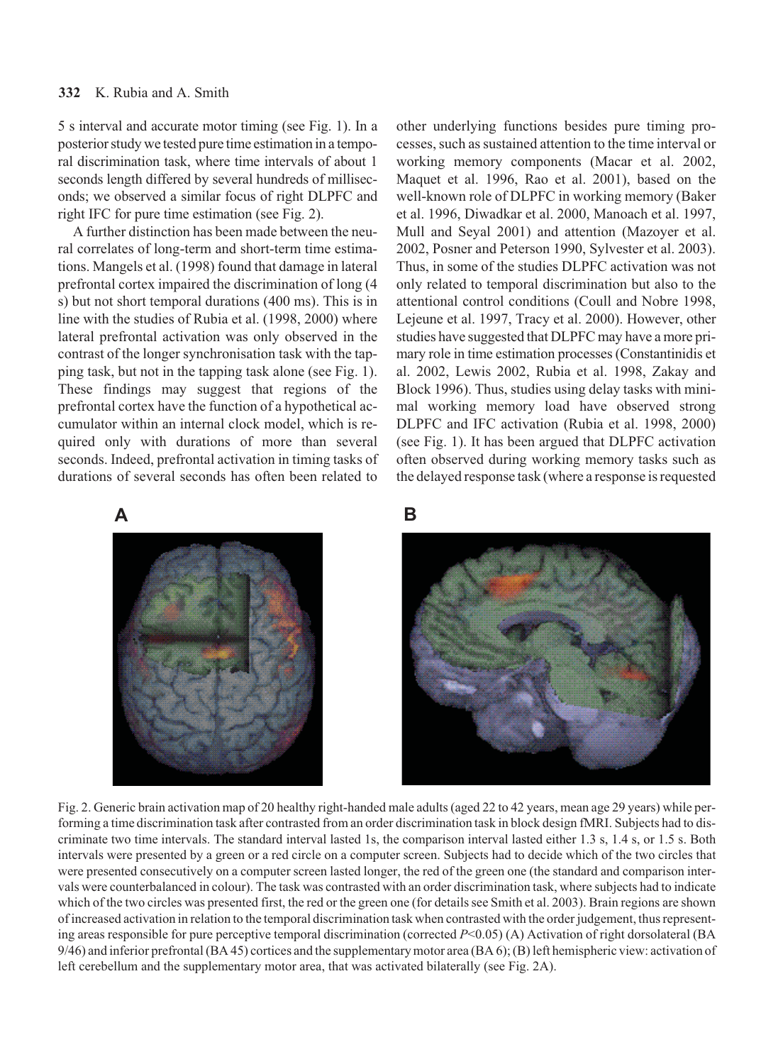5 s interval and accurate motor timing (see Fig. 1). In a posterior study we tested pure time estimation in a temporal discrimination task, where time intervals of about 1 seconds length differed by several hundreds of milliseconds; we observed a similar focus of right DLPFC and right IFC for pure time estimation (see Fig. 2).

A further distinction has been made between the neural correlates of long-term and short-term time estimations. Mangels et al. (1998) found that damage in lateral prefrontal cortex impaired the discrimination of long (4 s) but not short temporal durations (400 ms). This is in line with the studies of Rubia et al. (1998, 2000) where lateral prefrontal activation was only observed in the contrast of the longer synchronisation task with the tapping task, but not in the tapping task alone (see Fig. 1). These findings may suggest that regions of the prefrontal cortex have the function of a hypothetical accumulator within an internal clock model, which is required only with durations of more than several seconds. Indeed, prefrontal activation in timing tasks of durations of several seconds has often been related to other underlying functions besides pure timing processes, such as sustained attention to the time interval or working memory components (Macar et al. 2002, Maquet et al. 1996, Rao et al. 2001), based on the well-known role of DLPFC in working memory (Baker et al. 1996, Diwadkar et al. 2000, Manoach et al. 1997, Mull and Seyal 2001) and attention (Mazoyer et al. 2002, Posner and Peterson 1990, Sylvester et al. 2003). Thus, in some of the studies DLPFC activation was not only related to temporal discrimination but also to the attentional control conditions (Coull and Nobre 1998, Lejeune et al. 1997, Tracy et al. 2000). However, other studies have suggested that DLPFC may have a more primary role in time estimation processes (Constantinidis et al. 2002, Lewis 2002, Rubia et al. 1998, Zakay and Block 1996). Thus, studies using delay tasks with minimal working memory load have observed strong DLPFC and IFC activation (Rubia et al. 1998, 2000) (see Fig. 1). It has been argued that DLPFC activation often observed during working memory tasks such as the delayed response task (where a response is requested

Fig. 2. Generic brain activation map of 20 healthy right-handed male adults (aged 22 to 42 years, mean age 29 years) while performing a time discrimination task after contrasted from an order discrimination task in block design fMRI. Subjects had to discriminate two time intervals. The standard interval lasted 1s, the comparison interval lasted either 1.3 s, 1.4 s, or 1.5 s. Both intervals were presented by a green or a red circle on a computer screen. Subjects had to decide which of the two circles that were presented consecutively on a computer screen lasted longer, the red of the green one (the standard and comparison intervals were counterbalanced in colour). The task was contrasted with an order discrimination task, where subjects had to indicate which of the two circles was presented first, the red or the green one (for details see Smith et al. 2003). Brain regions are shown of increased activation in relation to the temporal discrimination task when contrasted with the order judgement, thus representing areas responsible for pure perceptive temporal discrimination (corrected $P<0.05$) (A) Activation of right dorsolateral (BA 9/46) and inferior prefrontal (BA 45) cortices and the supplementary motor area (BA 6); (B) left hemispheric view: activation of left cerebellum and the supplementary motor area, that was activated bilaterally (see Fig. 2A).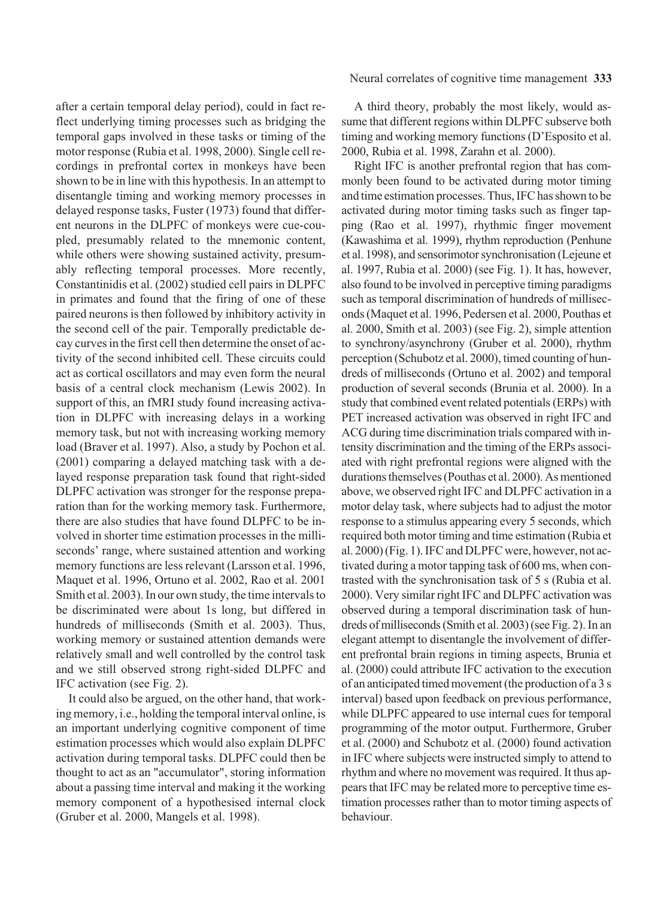after a certain temporal delay period), could in fact reflect underlying timing processes such as bridging the temporal gaps involved in these tasks or timing of the motor response (Rubia et al. 1998, 2000). Single cell recordings in prefrontal cortex in monkeys have been shown to be in line with this hypothesis. In an attempt to disentangle timing and working memory processes in delayed response tasks, Fuster (1973) found that different neurons in the DLPFC of monkeys were cue-coupled, presumably related to the mnemonic content, while others were showing sustained activity, presumably reflecting temporal processes. More recently, Constantinidis et al. (2002) studied cell pairs in DLPFC in primates and found that the firing of one of these paired neurons is then followed by inhibitory activity in the second cell of the pair. Temporally predictable decay curves in the first cell then determine the onset of activity of the second inhibited cell. These circuits could act as cortical oscillators and may even form the neural basis of a central clock mechanism (Lewis 2002). In support of this, an fMRI study found increasing activation in DLPFC with increasing delays in a working memory task, but not with increasing working memory load (Braver et al. 1997). Also, a study by Pochon et al. (2001) comparing a delayed matching task with a delayed response preparation task found that right-sided DLPFC activation was stronger for the response preparation than for the working memory task. Furthermore, there are also studies that have found DLPFC to be involved in shorter time estimation processes in the milliseconds' range, where sustained attention and working memory functions are less relevant (Larsson et al. 1996, Maquet et al. 1996, Ortuno et al. 2002, Rao et al. 2001 Smith et al. 2003). In our own study, the time intervals to be discriminated were about 1s long, but differed in hundreds of milliseconds (Smith et al. 2003). Thus, working memory or sustained attention demands were relatively small and well controlled by the control task and we still observed strong right-sided DLPFC and IFC activation (see Fig. 2).

It could also be argued, on the other hand, that working memory, i.e., holding the temporal interval online, is an important underlying cognitive component of time estimation processes which would also explain DLPFC activation during temporal tasks. DLPFC could then be thought to act as an "accumulator", storing information about a passing time interval and making it the working memory component of a hypothesised internal clock (Gruber et al. 2000, Mangels et al. 1998).

A third theory, probably the most likely, would assume that different regions within DLPFC subserve both timing and working memory functions (D'Esposito et al. 2000, Rubia et al. 1998, Zarahn et al. 2000).

Right IFC is another prefrontal region that has commonly been found to be activated during motor timing and time estimation processes. Thus, IFC has shown to be activated during motor timing tasks such as finger tapping (Rao et al. 1997), rhythmic finger movement (Kawashima et al. 1999), rhythm reproduction (Penhune et al. 1998), and sensorimotor synchronisation (Lejeune et al. 1997, Rubia et al. 2000) (see Fig. 1). It has, however, also found to be involved in perceptive timing paradigms such as temporal discrimination of hundreds of milliseconds (Maquet et al. 1996, Pedersen et al. 2000, Pouthas et al. 2000, Smith et al. 2003) (see Fig. 2), simple attention to synchrony/asynchrony (Gruber et al. 2000), rhythm perception (Schubotz et al. 2000), timed counting of hundreds of milliseconds (Ortuno et al. 2002) and temporal production of several seconds (Brunia et al. 2000). In a study that combined event related potentials (ERPs) with PET increased activation was observed in right IFC and ACG during time discrimination trials compared with intensity discrimination and the timing of the ERPs associated with right prefrontal regions were aligned with the durations themselves (Pouthas et al. 2000). As mentioned above, we observed right IFC and DLPFC activation in a motor delay task, where subjects had to adjust the motor response to a stimulus appearing every 5 seconds, which required both motor timing and time estimation (Rubia et al. 2000) (Fig. 1). IFC and DLPFC were, however, not activated during a motor tapping task of 600 ms, when contrasted with the synchronisation task of 5 s (Rubia et al. 2000). Very similar right IFC and DLPFC activation was observed during a temporal discrimination task of hundreds of milliseconds (Smith et al. 2003) (see Fig. 2). In an elegant attempt to disentangle the involvement of different prefrontal brain regions in timing aspects, Brunia et al. (2000) could attribute IFC activation to the execution of an anticipated timed movement (the production of a 3 s interval) based upon feedback on previous performance, while DLPFC appeared to use internal cues for temporal programming of the motor output. Furthermore, Gruber et al. (2000) and Schubotz et al. (2000) found activation in IFC where subjects were instructed simply to attend to rhythm and where no movement was required. It thus appears that IFC may be related more to perceptive time estimation processes rather than to motor timing aspects of behaviour.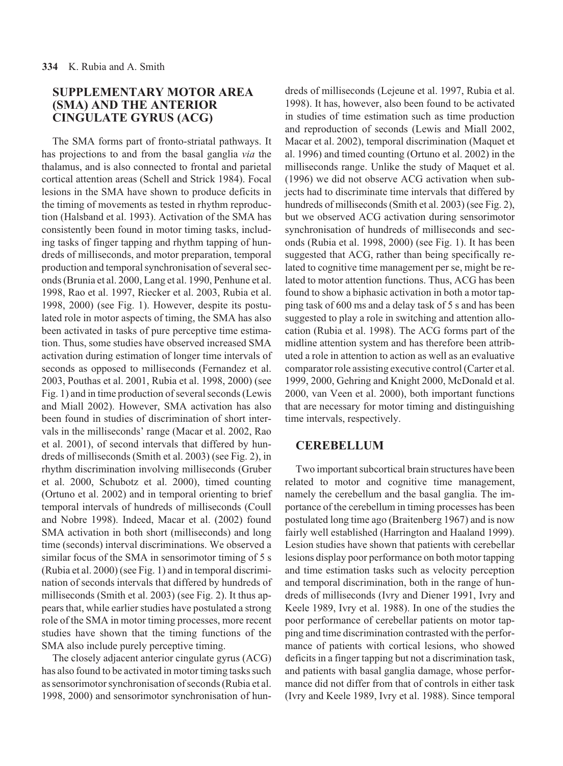## SUPPLEMENTARY MOTOR AREA (SMA) AND THE ANTERIOR CINGULATE GYRUS (ACG)

The SMA forms part of fronto-striatal pathways. It has projections to and from the basal ganglia *via* the thalamus, and is also connected to frontal and parietal cortical attention areas (Schell and Strick 1984). Focal lesions in the SMA have shown to produce deficits in the timing of movements as tested in rhythm reproduction (Halsband et al. 1993). Activation of the SMA has consistently been found in motor timing tasks, including tasks of finger tapping and rhythm tapping of hundreds of milliseconds, and motor preparation, temporal production and temporal synchronisation of several seconds (Brunia et al. 2000, Lang et al. 1990, Penhune et al. 1998, Rao et al. 1997, Riecker et al. 2003, Rubia et al. 1998, 2000) (see Fig. 1). However, despite its postulated role in motor aspects of timing, the SMA has also been activated in tasks of pure perceptive time estimation. Thus, some studies have observed increased SMA activation during estimation of longer time intervals of seconds as opposed to milliseconds (Fernandez et al. 2003, Pouthas et al. 2001, Rubia et al. 1998, 2000) (see Fig. 1) and in time production of several seconds (Lewis and Miall 2002). However, SMA activation has also been found in studies of discrimination of short intervals in the milliseconds' range (Macar et al. 2002, Rao et al. 2001), of second intervals that differed by hundreds of milliseconds (Smith et al. 2003) (see Fig. 2), in rhythm discrimination involving milliseconds (Gruber et al. 2000, Schubotz et al. 2000), timed counting (Ortuno et al. 2002) and in temporal orienting to brief temporal intervals of hundreds of milliseconds (Coull and Nobre 1998). Indeed, Macar et al. (2002) found SMA activation in both short (milliseconds) and long time (seconds) interval discriminations. We observed a similar focus of the SMA in sensorimotor timing of 5 s (Rubia et al. 2000) (see Fig. 1) and in temporal discrimination of seconds intervals that differed by hundreds of milliseconds (Smith et al. 2003) (see Fig. 2). It thus appears that, while earlier studies have postulated a strong role of the SMA in motor timing processes, more recent studies have shown that the timing functions of the SMA also include purely perceptive timing.

The closely adjacent anterior cingulate gyrus (ACG) has also found to be activated in motor timing tasks such as sensorimotor synchronisation of seconds (Rubia et al. 1998, 2000) and sensorimotor synchronisation of hundreds of milliseconds (Lejeune et al. 1997, Rubia et al. 1998). It has, however, also been found to be activated in studies of time estimation such as time production and reproduction of seconds (Lewis and Miall 2002, Macar et al. 2002), temporal discrimination (Maquet et al. 1996) and timed counting (Ortuno et al. 2002) in the milliseconds range. Unlike the study of Maquet et al. (1996) we did not observe ACG activation when subjects had to discriminate time intervals that differed by hundreds of milliseconds (Smith et al. 2003) (see Fig. 2), but we observed ACG activation during sensorimotor synchronisation of hundreds of milliseconds and seconds (Rubia et al. 1998, 2000) (see Fig. 1). It has been suggested that ACG, rather than being specifically related to cognitive time management per se, might be related to motor attention functions. Thus, ACG has been found to show a biphasic activation in both a motor tapping task of 600 ms and a delay task of 5 s and has been suggested to play a role in switching and attention allocation (Rubia et al. 1998). The ACG forms part of the midline attention system and has therefore been attributed a role in attention to action as well as an evaluative comparator role assisting executive control (Carter et al. 1999, 2000, Gehring and Knight 2000, McDonald et al. 2000, van Veen et al. 2000), both important functions that are necessary for motor timing and distinguishing time intervals, respectively.

## CEREBELLUM

Two important subcortical brain structures have been related to motor and cognitive time management, namely the cerebellum and the basal ganglia. The importance of the cerebellum in timing processes has been postulated long time ago (Braitenberg 1967) and is now fairly well established (Harrington and Haaland 1999). Lesion studies have shown that patients with cerebellar lesions display poor performance on both motor tapping and time estimation tasks such as velocity perception and temporal discrimination, both in the range of hundreds of milliseconds (Ivry and Diener 1991, Ivry and Keele 1989, Ivry et al. 1988). In one of the studies the poor performance of cerebellar patients on motor tapping and time discrimination contrasted with the performance of patients with cortical lesions, who showed deficits in a finger tapping but not a discrimination task, and patients with basal ganglia damage, whose performance did not differ from that of controls in either task (Ivry and Keele 1989, Ivry et al. 1988). Since temporal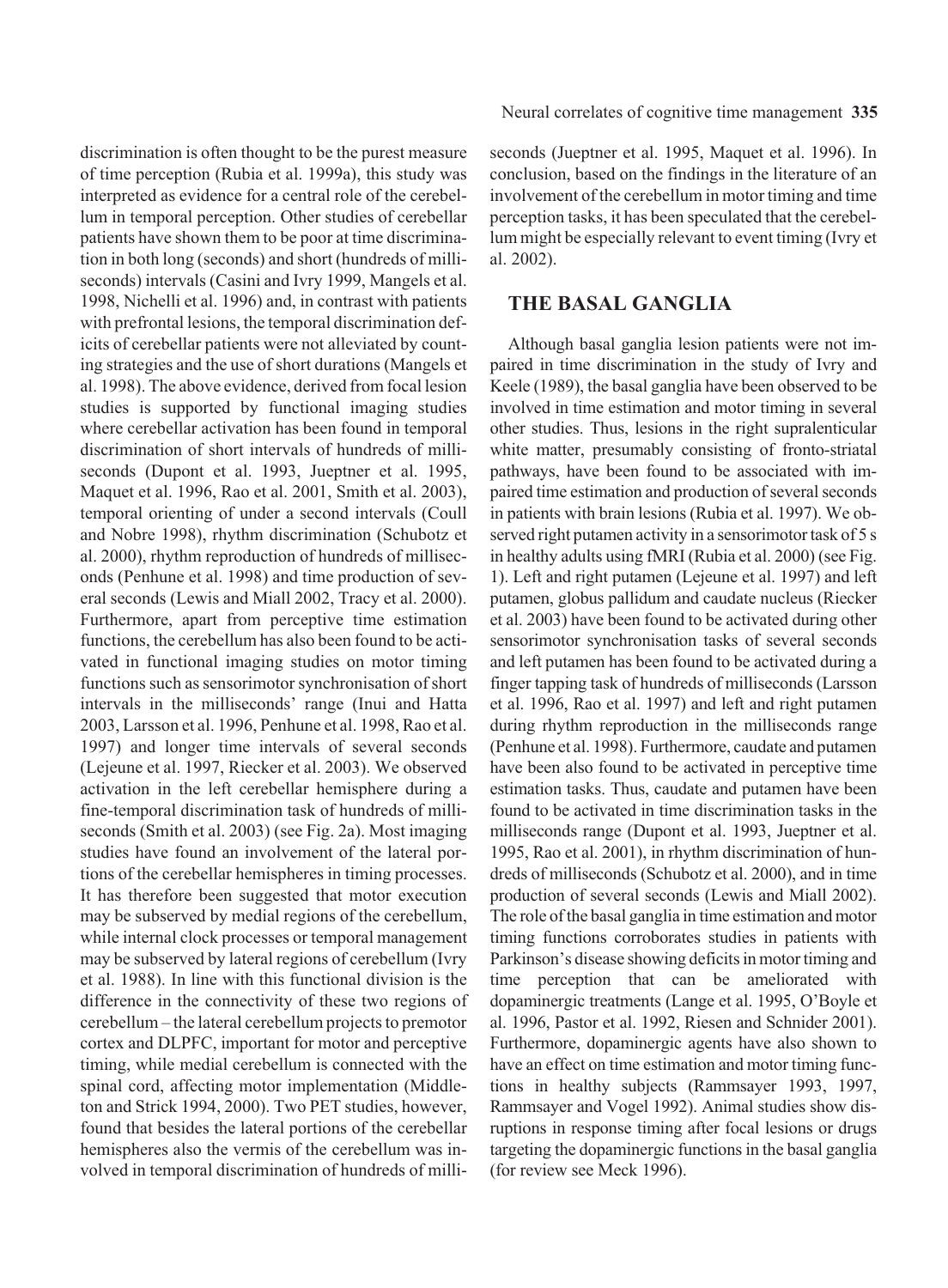discrimination is often thought to be the purest measure of time perception (Rubia et al. 1999a), this study was interpreted as evidence for a central role of the cerebellum in temporal perception. Other studies of cerebellar patients have shown them to be poor at time discrimination in both long (seconds) and short (hundreds of milliseconds) intervals (Casini and Ivry 1999, Mangels et al. 1998, Nichelli et al. 1996) and, in contrast with patients with prefrontal lesions, the temporal discrimination deficits of cerebellar patients were not alleviated by counting strategies and the use of short durations (Mangels et al. 1998). The above evidence, derived from focal lesion studies is supported by functional imaging studies where cerebellar activation has been found in temporal discrimination of short intervals of hundreds of milliseconds (Dupont et al. 1993, Jueptner et al. 1995, Maquet et al. 1996, Rao et al. 2001, Smith et al. 2003), temporal orienting of under a second intervals (Coull and Nobre 1998), rhythm discrimination (Schubotz et al. 2000), rhythm reproduction of hundreds of milliseconds (Penhune et al. 1998) and time production of several seconds (Lewis and Miall 2002, Tracy et al. 2000). Furthermore, apart from perceptive time estimation functions, the cerebellum has also been found to be activated in functional imaging studies on motor timing functions such as sensorimotor synchronisation of short intervals in the milliseconds' range (Inui and Hatta 2003, Larsson et al. 1996, Penhune et al. 1998, Rao et al. 1997) and longer time intervals of several seconds (Lejeune et al. 1997, Riecker et al. 2003). We observed activation in the left cerebellar hemisphere during a fine-temporal discrimination task of hundreds of milliseconds (Smith et al. 2003) (see Fig. 2a). Most imaging studies have found an involvement of the lateral portions of the cerebellar hemispheres in timing processes. It has therefore been suggested that motor execution may be subserved by medial regions of the cerebellum, while internal clock processes or temporal management may be subserved by lateral regions of cerebellum (Ivry et al. 1988). In line with this functional division is the difference in the connectivity of these two regions of cerebellum – the lateral cerebellum projects to premotor cortex and DLPFC, important for motor and perceptive timing, while medial cerebellum is connected with the spinal cord, affecting motor implementation (Middleton and Strick 1994, 2000). Two PET studies, however, found that besides the lateral portions of the cerebellar hemispheres also the vermis of the cerebellum was involved in temporal discrimination of hundreds of milliseconds (Jueptner et al. 1995, Maquet et al. 1996). In conclusion, based on the findings in the literature of an involvement of the cerebellum in motor timing and time perception tasks, it has been speculated that the cerebellum might be especially relevant to event timing (Ivry et al. 2002).

## THE BASAL GANGLIA

Although basal ganglia lesion patients were not impaired in time discrimination in the study of Ivry and Keele (1989), the basal ganglia have been observed to be involved in time estimation and motor timing in several other studies. Thus, lesions in the right supralenticular white matter, presumably consisting of fronto-striatal pathways, have been found to be associated with impaired time estimation and production of several seconds in patients with brain lesions (Rubia et al. 1997). We observed right putamen activity in a sensorimotor task of 5 s in healthy adults using fMRI (Rubia et al. 2000) (see Fig. 1). Left and right putamen (Lejeune et al. 1997) and left putamen, globus pallidum and caudate nucleus (Riecker et al. 2003) have been found to be activated during other sensorimotor synchronisation tasks of several seconds and left putamen has been found to be activated during a finger tapping task of hundreds of milliseconds (Larsson et al. 1996, Rao et al. 1997) and left and right putamen during rhythm reproduction in the milliseconds range (Penhune et al. 1998). Furthermore, caudate and putamen have been also found to be activated in perceptive time estimation tasks. Thus, caudate and putamen have been found to be activated in time discrimination tasks in the milliseconds range (Dupont et al. 1993, Jueptner et al. 1995, Rao et al. 2001), in rhythm discrimination of hundreds of milliseconds (Schubotz et al. 2000), and in time production of several seconds (Lewis and Miall 2002). The role of the basal ganglia in time estimation and motor timing functions corroborates studies in patients with Parkinson's disease showing deficits in motor timing and time perception that can be ameliorated with dopaminergic treatments (Lange et al. 1995, O'Boyle et al. 1996, Pastor et al. 1992, Riesen and Schnider 2001). Furthermore, dopaminergic agents have also shown to have an effect on time estimation and motor timing functions in healthy subjects (Rammsayer 1993, 1997, Rammsayer and Vogel 1992). Animal studies show disruptions in response timing after focal lesions or drugs targeting the dopaminergic functions in the basal ganglia (for review see Meck 1996).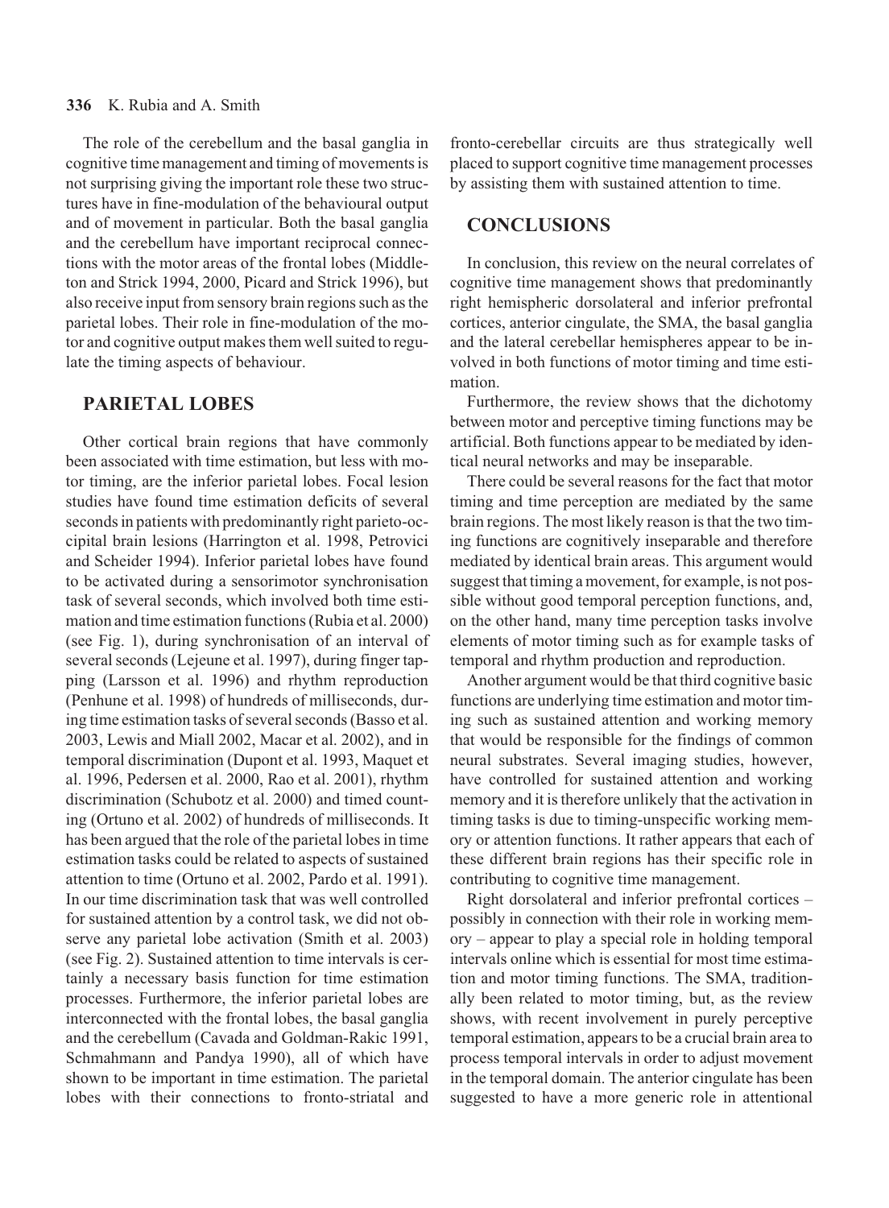The role of the cerebellum and the basal ganglia in cognitive time management and timing of movements is not surprising giving the important role these two structures have in fine-modulation of the behavioural output and of movement in particular. Both the basal ganglia and the cerebellum have important reciprocal connections with the motor areas of the frontal lobes (Middleton and Strick 1994, 2000, Picard and Strick 1996), but also receive input from sensory brain regions such as the parietal lobes. Their role in fine-modulation of the motor and cognitive output makes them well suited to regulate the timing aspects of behaviour.

## PARIETAL LOBES

Other cortical brain regions that have commonly been associated with time estimation, but less with motor timing, are the inferior parietal lobes. Focal lesion studies have found time estimation deficits of several seconds in patients with predominantly right parieto-occipital brain lesions (Harrington et al. 1998, Petrovici and Scheider 1994). Inferior parietal lobes have found to be activated during a sensorimotor synchronisation task of several seconds, which involved both time estimation and time estimation functions (Rubia et al. 2000) (see Fig. 1), during synchronisation of an interval of several seconds (Lejeune et al. 1997), during finger tapping (Larsson et al. 1996) and rhythm reproduction (Penhune et al. 1998) of hundreds of milliseconds, during time estimation tasks of several seconds (Basso et al. 2003, Lewis and Miall 2002, Macar et al. 2002), and in temporal discrimination (Dupont et al. 1993, Maquet et al. 1996, Pedersen et al. 2000, Rao et al. 2001), rhythm discrimination (Schubotz et al. 2000) and timed counting (Ortuno et al. 2002) of hundreds of milliseconds. It has been argued that the role of the parietal lobes in time estimation tasks could be related to aspects of sustained attention to time (Ortuno et al. 2002, Pardo et al. 1991). In our time discrimination task that was well controlled for sustained attention by a control task, we did not observe any parietal lobe activation (Smith et al. 2003) (see Fig. 2). Sustained attention to time intervals is certainly a necessary basis function for time estimation processes. Furthermore, the inferior parietal lobes are interconnected with the frontal lobes, the basal ganglia and the cerebellum (Cavada and Goldman-Rakic 1991, Schmahmann and Pandya 1990), all of which have shown to be important in time estimation. The parietal lobes with their connections to fronto-striatal and fronto-cerebellar circuits are thus strategically well placed to support cognitive time management processes by assisting them with sustained attention to time.

## CONCLUSIONS

In conclusion, this review on the neural correlates of cognitive time management shows that predominantly right hemispheric dorsolateral and inferior prefrontal cortices, anterior cingulate, the SMA, the basal ganglia and the lateral cerebellar hemispheres appear to be involved in both functions of motor timing and time estimation.

Furthermore, the review shows that the dichotomy between motor and perceptive timing functions may be artificial. Both functions appear to be mediated by identical neural networks and may be inseparable.

There could be several reasons for the fact that motor timing and time perception are mediated by the same brain regions. The most likely reason is that the two timing functions are cognitively inseparable and therefore mediated by identical brain areas. This argument would suggest that timing a movement, for example, is not possible without good temporal perception functions, and, on the other hand, many time perception tasks involve elements of motor timing such as for example tasks of temporal and rhythm production and reproduction.

Another argument would be that third cognitive basic functions are underlying time estimation and motor timing such as sustained attention and working memory that would be responsible for the findings of common neural substrates. Several imaging studies, however, have controlled for sustained attention and working memory and it is therefore unlikely that the activation in timing tasks is due to timing-unspecific working memory or attention functions. It rather appears that each of these different brain regions has their specific role in contributing to cognitive time management.

Right dorsolateral and inferior prefrontal cortices – possibly in connection with their role in working memory – appear to play a special role in holding temporal intervals online which is essential for most time estimation and motor timing functions. The SMA, traditionally been related to motor timing, but, as the review shows, with recent involvement in purely perceptive temporal estimation, appears to be a crucial brain area to process temporal intervals in order to adjust movement in the temporal domain. The anterior cingulate has been suggested to have a more generic role in attentional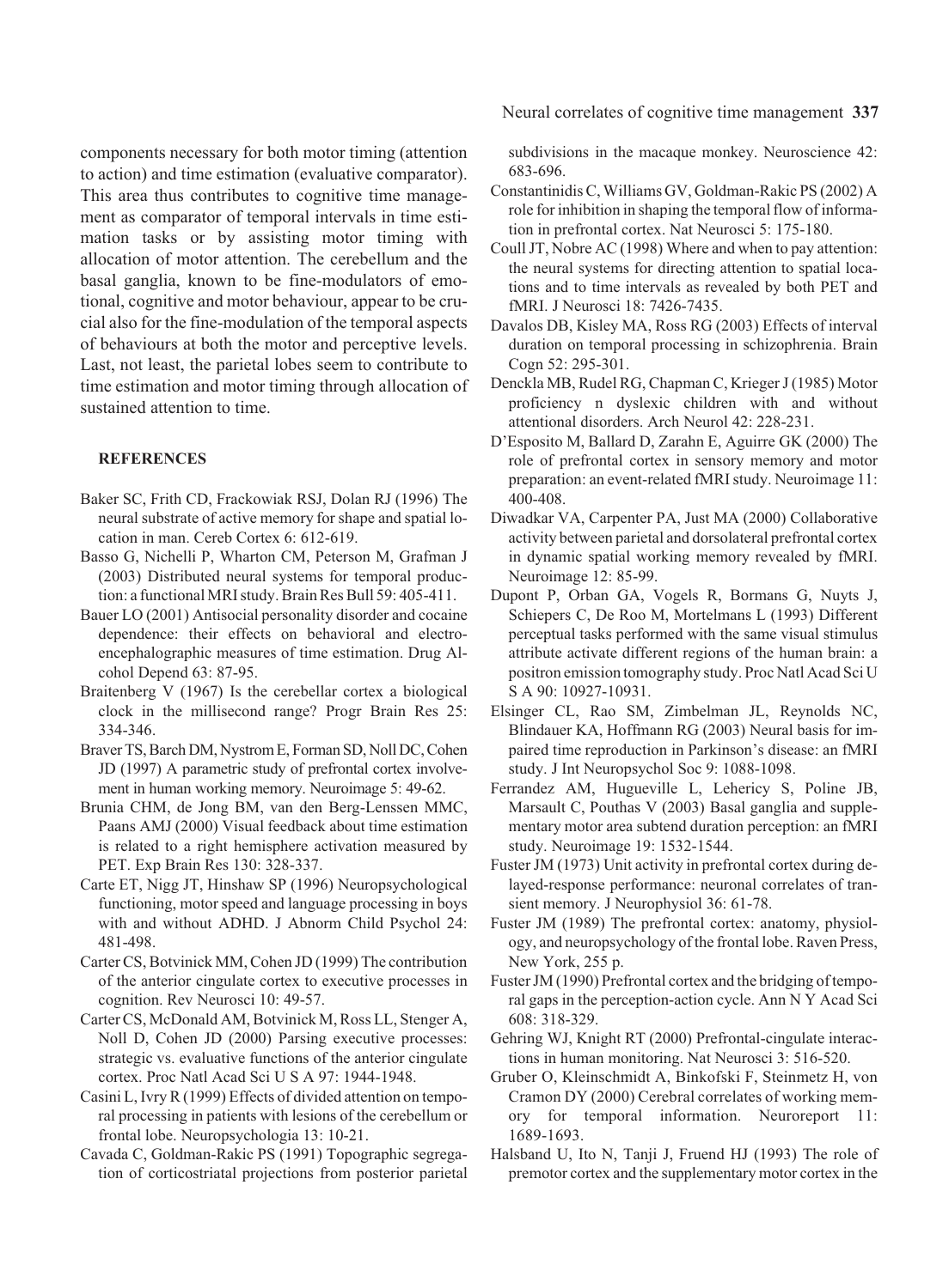components necessary for both motor timing (attention to action) and time estimation (evaluative comparator). This area thus contributes to cognitive time management as comparator of temporal intervals in time estimation tasks or by assisting motor timing with allocation of motor attention. The cerebellum and the basal ganglia, known to be fine-modulators of emotional, cognitive and motor behaviour, appear to be crucial also for the fine-modulation of the temporal aspects of behaviours at both the motor and perceptive levels. Last, not least, the parietal lobes seem to contribute to time estimation and motor timing through allocation of sustained attention to time.

## REFERENCES

Baker SC, Frith CD, Frackowiak RSJ, Dolan RJ (1996) The neural substrate of active memory for shape and spatial location in man. Cereb Cortex 6: 612-619.

Basso G, Nichelli P, Wharton CM, Peterson M, Grafman J (2003) Distributed neural systems for temporal production: a functional MRI study. Brain Res Bull 59: 405-411.

Bauer LO (2001) Antisocial personality disorder and cocaine dependence: their effects on behavioral and electroencephalographic measures of time estimation. Drug Alcohol Depend 63: 87-95.

Braitenberg V (1967) Is the cerebellar cortex a biological clock in the millisecond range? Progr Brain Res 25: 334-346.

Braver TS, Barch DM, Nystrom E, Forman SD, Noll DC, Cohen JD (1997) A parametric study of prefrontal cortex involvement in human working memory. Neuroimage 5: 49-62.

Brunia CHM, de Jong BM, van den Berg-Lenssen MMC, Paans AMJ (2000) Visual feedback about time estimation is related to a right hemisphere activation measured by PET. Exp Brain Res 130: 328-337.

Carte ET, Nigg JT, Hinshaw SP (1996) Neuropsychological functioning, motor speed and language processing in boys with and without ADHD. J Abnorm Child Psychol 24: 481-498.

Carter CS, Botvinick MM, Cohen JD (1999) The contribution of the anterior cingulate cortex to executive processes in cognition. Rev Neurosci 10: 49-57.

Carter CS, McDonald AM, Botvinick M, Ross LL, Stenger A, Noll D, Cohen JD (2000) Parsing executive processes: strategic vs. evaluative functions of the anterior cingulate cortex. Proc Natl Acad Sci U S A 97: 1944-1948.

Casini L, Ivry R (1999) Effects of divided attention on temporal processing in patients with lesions of the cerebellum or frontal lobe. Neuropsychologia 13: 10-21.

Cavada C, Goldman-Rakic PS (1991) Topographic segregation of corticostriatal projections from posterior parietal subdivisions in the macaque monkey. Neuroscience 42: 683-696.

Constantinidis C, Williams GV, Goldman-Rakic PS (2002) A role for inhibition in shaping the temporal flow of information in prefrontal cortex. Nat Neurosci 5: 175-180.

Coull JT, Nobre AC (1998) Where and when to pay attention: the neural systems for directing attention to spatial locations and to time intervals as revealed by both PET and fMRI. J Neurosci 18: 7426-7435.

Davalos DB, Kisley MA, Ross RG (2003) Effects of interval duration on temporal processing in schizophrenia. Brain Cogn 52: 295-301.

Denckla MB, Rudel RG, Chapman C, Krieger J (1985) Motor proficiency n dyslexic children with and without attentional disorders. Arch Neurol 42: 228-231.

D'Esposito M, Ballard D, Zarahn E, Aguirre GK (2000) The role of prefrontal cortex in sensory memory and motor preparation: an event-related fMRI study. Neuroimage 11: 400-408.

Diwadkar VA, Carpenter PA, Just MA (2000) Collaborative activity between parietal and dorsolateral prefrontal cortex in dynamic spatial working memory revealed by fMRI. Neuroimage 12: 85-99.

Dupont P, Orban GA, Vogels R, Bormans G, Nuyts J, Schiepers C, De Roo M, Mortelmans L (1993) Different perceptual tasks performed with the same visual stimulus attribute activate different regions of the human brain: a positron emission tomography study. Proc Natl Acad Sci U S A 90: 10927-10931.

Elsinger CL, Rao SM, Zimbelman JL, Reynolds NC, Blindauer KA, Hoffmann RG (2003) Neural basis for impaired time reproduction in Parkinson's disease: an fMRI study. J Int Neuropsychol Soc 9: 1088-1098.

Ferrandez AM, Hugueville L, Lehericy S, Poline JB, Marsault C, Pouthas V (2003) Basal ganglia and supplementary motor area subtend duration perception: an fMRI study. Neuroimage 19: 1532-1544.

Fuster JM (1973) Unit activity in prefrontal cortex during delayed-response performance: neuronal correlates of transient memory. J Neurophysiol 36: 61-78.

Fuster JM (1989) The prefrontal cortex: anatomy, physiology, and neuropsychology of the frontal lobe. Raven Press, New York, 255 p.

Fuster JM (1990) Prefrontal cortex and the bridging of temporal gaps in the perception-action cycle. Ann N Y Acad Sci 608: 318-329.

Gehring WJ, Knight RT (2000) Prefrontal-cingulate interactions in human monitoring. Nat Neurosci 3: 516-520.

Gruber O, Kleinschmidt A, Binkofski F, Steinmetz H, von Cramon DY (2000) Cerebral correlates of working memory for temporal information. Neuroreport 11: 1689-1693.

Halsband U, Ito N, Tanji J, Fruend HJ (1993) The role of premotor cortex and the supplementary motor cortex in the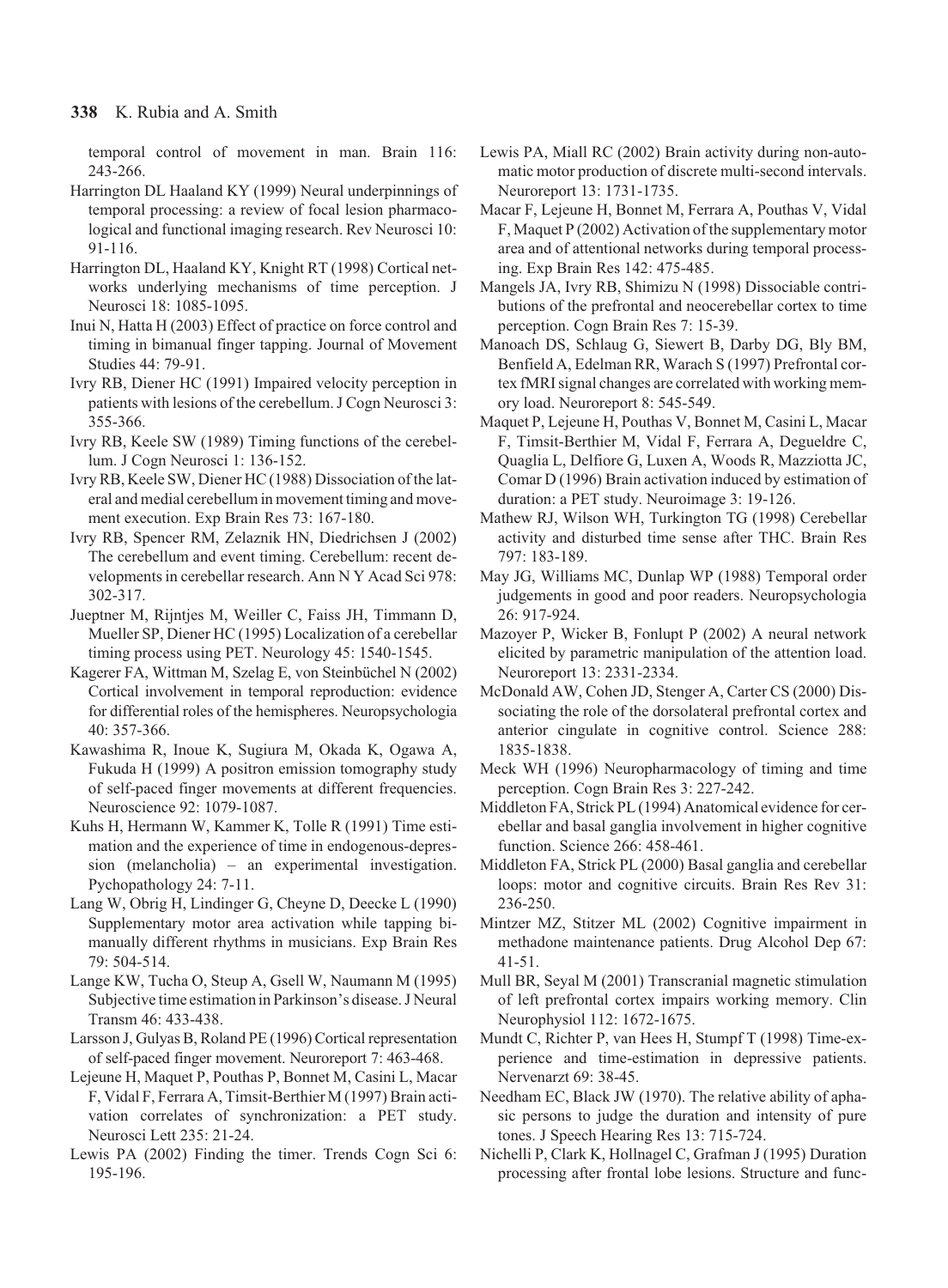temporal control of movement in man. Brain 116: 243-266.

Harrington DL Haaland KY (1999) Neural underpinnings of temporal processing: a review of focal lesion pharmacological and functional imaging research. Rev Neurosci 10: 91-116.

Harrington DL, Haaland KY, Knight RT (1998) Cortical networks underlying mechanisms of time perception. J Neurosci 18: 1085-1095.

Inui N, Hatta H (2003) Effect of practice on force control and timing in bimanual finger tapping. Journal of Movement Studies 44: 79-91.

Ivry RB, Diener HC (1991) Impaired velocity perception in patients with lesions of the cerebellum. J Cogn Neurosci 3: 355-366.

Ivry RB, Keele SW (1989) Timing functions of the cerebellum. J Cogn Neurosci 1: 136-152.

Ivry RB, Keele SW, Diener HC (1988) Dissociation of the lateral and medial cerebellum in movement timing and movement execution. Exp Brain Res 73: 167-180.

Ivry RB, Spencer RM, Zelaznik HN, Diedrichsen J (2002) The cerebellum and event timing. Cerebellum: recent developments in cerebellar research. Ann N Y Acad Sci 978: 302-317.

Jueptner M, Rijntjes M, Weiller C, Faiss JH, Timmann D, Mueller SP, Diener HC (1995) Localization of a cerebellar timing process using PET. Neurology 45: 1540-1545.

Kagerer FA, Wittman M, Szelag E, von Steinbüchel N (2002) Cortical involvement in temporal reproduction: evidence for differential roles of the hemispheres. Neuropsychologia 40: 357-366.

Kawashima R, Inoue K, Sugiura M, Okada K, Ogawa A, Fukuda H (1999) A positron emission tomography study of self-paced finger movements at different frequencies. Neuroscience 92: 1079-1087.

Kuhs H, Hermann W, Kammer K, Tolle R (1991) Time estimation and the experience of time in endogenous-depression (melancholia) – an experimental investigation. Pychopathology 24: 7-11.

Lang W, Obrig H, Lindinger G, Cheyne D, Deecke L (1990) Supplementary motor area activation while tapping bimanually different rhythms in musicians. Exp Brain Res 79: 504-514.

Lange KW, Tucha O, Steup A, Gsell W, Naumann M (1995) Subjective time estimation in Parkinson's disease. J Neural Transm 46: 433-438.

Larsson J, Gulyas B, Roland PE (1996) Cortical representation of self-paced finger movement. Neuroreport 7: 463-468.

Lejeune H, Maquet P, Pouthas P, Bonnet M, Casini L, Macar F, Vidal F, Ferrara A, Timsit-Berthier M (1997) Brain activation correlates of synchronization: a PET study. Neurosci Lett 235: 21-24.

Lewis PA (2002) Finding the timer. Trends Cogn Sci 6: 195-196.

Lewis PA, Miall RC (2002) Brain activity during non-automatic motor production of discrete multi-second intervals. Neuroreport 13: 1731-1735.

Macar F, Lejeune H, Bonnet M, Ferrara A, Pouthas V, Vidal F, Maquet P (2002) Activation of the supplementary motor area and of attentional networks during temporal processing. Exp Brain Res 142: 475-485.

Mangels JA, Ivry RB, Shimizu N (1998) Dissociable contributions of the prefrontal and neocerebellar cortex to time perception. Cogn Brain Res 7: 15-39.

Manoach DS, Schlaug G, Siewert B, Darby DG, Bly BM, Benfield A, Edelman RR, Warach S (1997) Prefrontal cortex fMRI signal changes are correlated with working memory load. Neuroreport 8: 545-549.

Maquet P, Lejeune H, Pouthas V, Bonnet M, Casini L, Macar F, Timsit-Berthier M, Vidal F, Ferrara A, Degueldre C, Quaglia L, Delfiore G, Luxen A, Woods R, Mazziotta JC, Comar D (1996) Brain activation induced by estimation of duration: a PET study. Neuroimage 3: 19-126.

Mathew RJ, Wilson WH, Turkington TG (1998) Cerebellar activity and disturbed time sense after THC. Brain Res 797: 183-189.

May JG, Williams MC, Dunlap WP (1988) Temporal order judgements in good and poor readers. Neuropsychologia 26: 917-924.

Mazoyer P, Wicker B, Fonlupt P (2002) A neural network elicited by parametric manipulation of the attention load. Neuroreport 13: 2331-2334.

McDonald AW, Cohen JD, Stenger A, Carter CS (2000) Dissociating the role of the dorsolateral prefrontal cortex and anterior cingulate in cognitive control. Science 288: 1835-1838.

Meck WH (1996) Neuropharmacology of timing and time perception. Cogn Brain Res 3: 227-242.

Middleton FA, Strick PL (1994) Anatomical evidence for cerebellar and basal ganglia involvement in higher cognitive function. Science 266: 458-461.

Middleton FA, Strick PL (2000) Basal ganglia and cerebellar loops: motor and cognitive circuits. Brain Res Rev 31: 236-250.

Mintzer MZ, Stitzer ML (2002) Cognitive impairment in methadone maintenance patients. Drug Alcohol Dep 67: 41-51.

Mull BR, Seyal M (2001) Transcranial magnetic stimulation of left prefrontal cortex impairs working memory. Clin Neurophysiol 112: 1672-1675.

Mundt C, Richter P, van Hees H, Stumpf T (1998) Time-experience and time-estimation in depressive patients. Nervenarzt 69: 38-45.

Needham EC, Black JW (1970). The relative ability of aphasic persons to judge the duration and intensity of pure tones. J Speech Hearing Res 13: 715-724.

Nichelli P, Clark K, Hollnagel C, Grafman J (1995) Duration processing after frontal lobe lesions. Structure and func-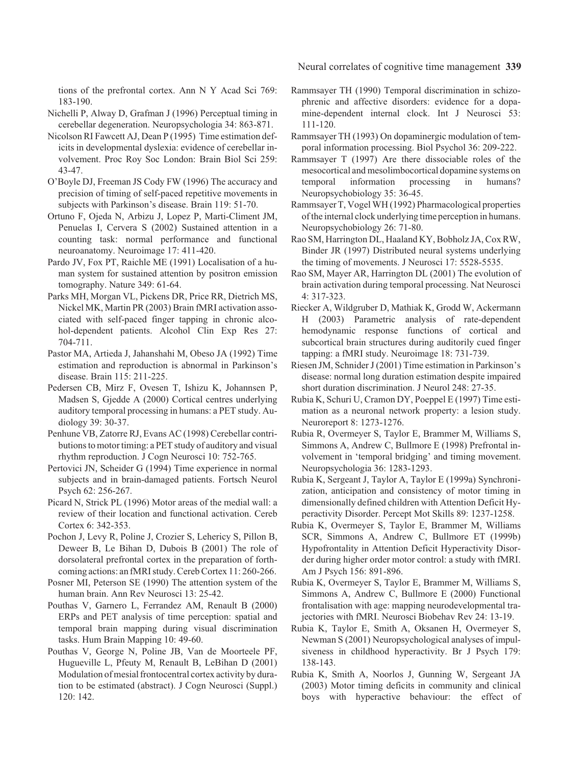tions of the prefrontal cortex. Ann N Y Acad Sci 769: 183-190.

Nichelli P, Alway D, Grafman J (1996) Perceptual timing in cerebellar degeneration. Neuropsychologia 34: 863-871.

Nicolson RI Fawcett AJ, Dean P (1995) Time estimation deficits in developmental dyslexia: evidence of cerebellar involvement. Proc Roy Soc London: Brain Biol Sci 259: 43-47.

O'Boyle DJ, Freeman JS Cody FW (1996) The accuracy and precision of timing of self-paced repetitive movements in subjects with Parkinson's disease. Brain 119: 51-70.

Ortuno F, Ojeda N, Arbizu J, Lopez P, Marti-Climent JM, Penuelas I, Cervera S (2002) Sustained attention in a counting task: normal performance and functional neuroanatomy. Neuroimage 17: 411-420.

Pardo JV, Fox PT, Raichle ME (1991) Localisation of a human system for sustained attention by positron emission tomography. Nature 349: 61-64.

Parks MH, Morgan VL, Pickens DR, Price RR, Dietrich MS, Nickel MK, Martin PR (2003) Brain fMRI activation associated with self-paced finger tapping in chronic alcohol-dependent patients. Alcohol Clin Exp Res 27: 704-711.

Pastor MA, Artieda J, Jahanshahi M, Obeso JA (1992) Time estimation and reproduction is abnormal in Parkinson's disease. Brain 115: 211-225.

Pedersen CB, Mirz F, Ovesen T, Ishizu K, Johannsen P, Madsen S, Gjedde A (2000) Cortical centres underlying auditory temporal processing in humans: a PET study. Audiology 39: 30-37.

Penhune VB, Zatorre RJ, Evans AC (1998) Cerebellar contributions to motor timing: a PET study of auditory and visual rhythm reproduction. J Cogn Neurosci 10: 752-765.

Pertovici JN, Scheider G (1994) Time experience in normal subjects and in brain-damaged patients. Fortsch Neurol Psych 62: 256-267.

Picard N, Strick PL (1996) Motor areas of the medial wall: a review of their location and functional activation. Cereb Cortex 6: 342-353.

Pochon J, Levy R, Poline J, Crozier S, Lehericy S, Pillon B, Deweer B, Le Bihan D, Dubois B (2001) The role of dorsolateral prefrontal cortex in the preparation of forthcoming actions: an fMRI study. Cereb Cortex 11: 260-266.

Posner MI, Peterson SE (1990) The attention system of the human brain. Ann Rev Neurosci 13: 25-42.

Pouthas V, Garnero L, Ferrandez AM, Renault B (2000) ERPs and PET analysis of time perception: spatial and temporal brain mapping during visual discrimination tasks. Hum Brain Mapping 10: 49-60.

Pouthas V, George N, Poline JB, Van de Moorteele PF, Hugueville L, Pfeuty M, Renault B, LeBihan D (2001) Modulation of mesial frontocentral cortex activity by duration to be estimated (abstract). J Cogn Neurosci (Suppl.) 120: 142.

Rammsayer TH (1990) Temporal discrimination in schizophrenic and affective disorders: evidence for a dopamine-dependent internal clock. Int J Neurosci 53: 111-120.

Rammsayer TH (1993) On dopaminergic modulation of temporal information processing. Biol Psychol 36: 209-222.

Rammsayer T (1997) Are there dissociable roles of the mesocortical and mesolimbocortical dopamine systems on temporal information processing in humans? Neuropsychobiology 35: 36-45.

Rammsayer T, Vogel WH (1992) Pharmacological properties of the internal clock underlying time perception in humans. Neuropsychobiology 26: 71-80.

Rao SM, Harrington DL, Haaland KY, Bobholz JA, Cox RW, Binder JR (1997) Distributed neural systems underlying the timing of movements. J Neurosci 17: 5528-5535.

Rao SM, Mayer AR, Harrington DL (2001) The evolution of brain activation during temporal processing. Nat Neurosci 4: 317-323.

Riecker A, Wildgruber D, Mathiak K, Grodd W, Ackermann H (2003) Parametric analysis of rate-dependent hemodynamic response functions of cortical and subcortical brain structures during auditorily cued finger tapping: a fMRI study. Neuroimage 18: 731-739.

Riesen JM, Schnider J (2001) Time estimation in Parkinson's disease: normal long duration estimation despite impaired short duration discrimination. J Neurol 248: 27-35.

Rubia K, Schuri U, Cramon DY, Poeppel E (1997) Time estimation as a neuronal network property: a lesion study. Neuroreport 8: 1273-1276.

Rubia R, Overmeyer S, Taylor E, Brammer M, Williams S, Simmons A, Andrew C, Bullmore E (1998) Prefrontal involvement in 'temporal bridging' and timing movement. Neuropsychologia 36: 1283-1293.

Rubia K, Sergeant J, Taylor A, Taylor E (1999a) Synchronization, anticipation and consistency of motor timing in dimensionally defined children with Attention Deficit Hyperactivity Disorder. Percept Mot Skills 89: 1237-1258.

Rubia K, Overmeyer S, Taylor E, Brammer M, Williams SCR, Simmons A, Andrew C, Bullmore ET (1999b) Hypofrontality in Attention Deficit Hyperactivity Disorder during higher order motor control: a study with fMRI. Am J Psych 156: 891-896.

Rubia K, Overmeyer S, Taylor E, Brammer M, Williams S, Simmons A, Andrew C, Bullmore E (2000) Functional frontalisation with age: mapping neurodevelopmental trajectories with fMRI. Neurosci Biobehav Rev 24: 13-19.

Rubia K, Taylor E, Smith A, Oksanen H, Overmeyer S, Newman S (2001) Neuropsychological analyses of impulsiveness in childhood hyperactivity. Br J Psych 179: 138-143.

Rubia K, Smith A, Noorlos J, Gunning W, Sergeant JA (2003) Motor timing deficits in community and clinical boys with hyperactive behaviour: the effect of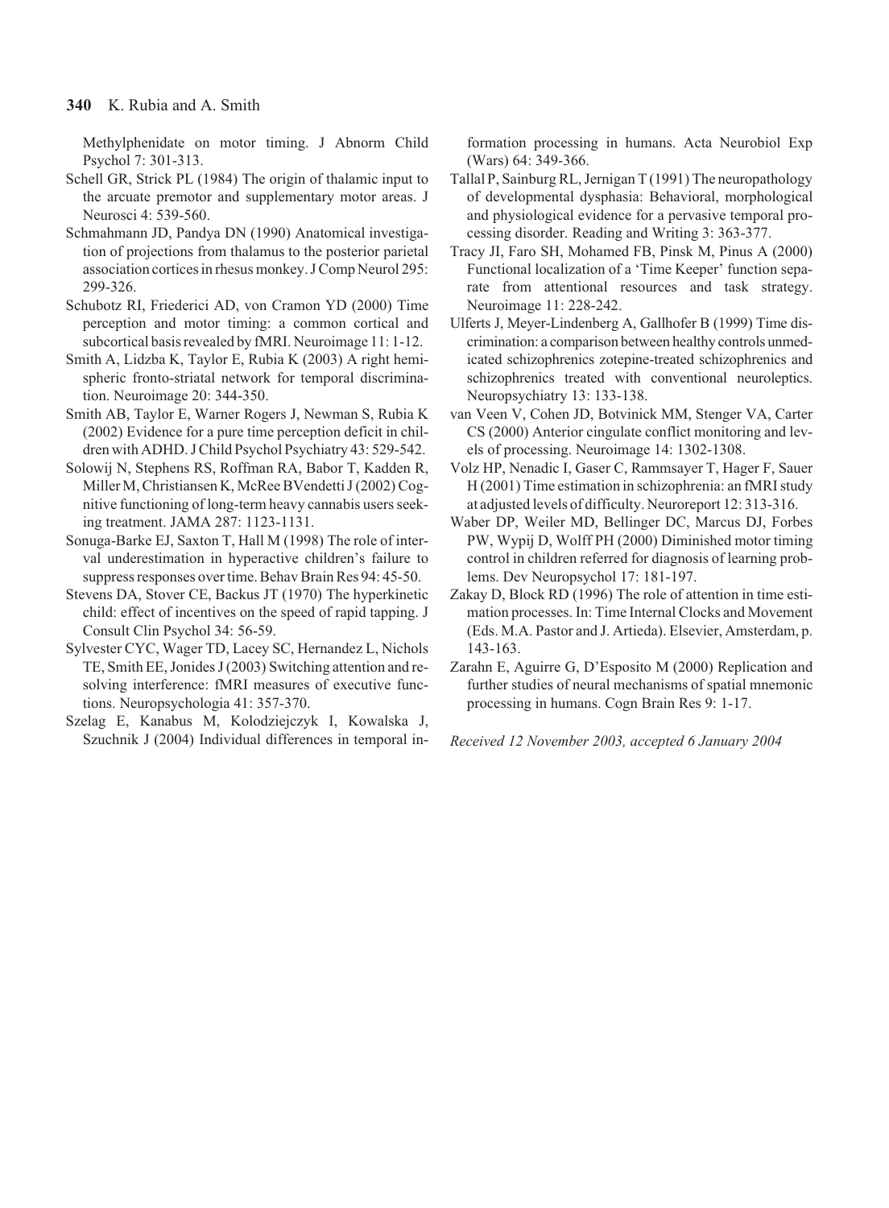Methylphenidate on motor timing. J Abnorm Child Psychol 7: 301-313.

Schell GR, Strick PL (1984) The origin of thalamic input to the arcuate premotor and supplementary motor areas. J Neurosci 4: 539-560.

Schmahmann JD, Pandya DN (1990) Anatomical investigation of projections from thalamus to the posterior parietal association cortices in rhesus monkey. J Comp Neurol 295: 299-326.

Schubotz RI, Friederici AD, von Cramon YD (2000) Time perception and motor timing: a common cortical and subcortical basis revealed by fMRI. Neuroimage 11: 1-12.

Smith A, Lidzba K, Taylor E, Rubia K (2003) A right hemispheric fronto-striatal network for temporal discrimination. Neuroimage 20: 344-350.

Smith AB, Taylor E, Warner Rogers J, Newman S, Rubia K (2002) Evidence for a pure time perception deficit in children with ADHD. J Child Psychol Psychiatry 43: 529-542.

Solowij N, Stephens RS, Roffman RA, Babor T, Kadden R, Miller M, Christiansen K, McRee BVendetti J (2002) Cognitive functioning of long-term heavy cannabis users seeking treatment. JAMA 287: 1123-1131.

Sonuga-Barke EJ, Saxton T, Hall M (1998) The role of interval underestimation in hyperactive children's failure to suppress responses over time. Behav Brain Res 94: 45-50.

Stevens DA, Stover CE, Backus JT (1970) The hyperkinetic child: effect of incentives on the speed of rapid tapping. J Consult Clin Psychol 34: 56-59.

Sylvester CYC, Wager TD, Lacey SC, Hernandez L, Nichols TE, Smith EE, Jonides J (2003) Switching attention and resolving interference: fMRI measures of executive functions. Neuropsychologia 41: 357-370.

Szelag E, Kanabus M, Kolodziejczyk I, Kowalska J, Szuchnik J (2004) Individual differences in temporal information processing in humans. Acta Neurobiol Exp (Wars) 64: 349-366.

Tallal P, Sainburg RL, Jernigan T (1991) The neuropathology of developmental dysphasia: Behavioral, morphological and physiological evidence for a pervasive temporal processing disorder. Reading and Writing 3: 363-377.

Tracy JI, Faro SH, Mohamed FB, Pinsk M, Pinus A (2000) Functional localization of a 'Time Keeper' function separate from attentional resources and task strategy. Neuroimage 11: 228-242.

Ulferts J, Meyer-Lindenberg A, Gallhofer B (1999) Time discrimination: a comparison between healthy controls unmedicated schizophrenics zotepine-treated schizophrenics and schizophrenics treated with conventional neuroleptics. Neuropsychiatry 13: 133-138.

van Veen V, Cohen JD, Botvinick MM, Stenger VA, Carter CS (2000) Anterior cingulate conflict monitoring and levels of processing. Neuroimage 14: 1302-1308.

Volz HP, Nenadic I, Gaser C, Rammsayer T, Hager F, Sauer H (2001) Time estimation in schizophrenia: an fMRI study at adjusted levels of difficulty. Neuroreport 12: 313-316.

Waber DP, Weiler MD, Bellinger DC, Marcus DJ, Forbes PW, Wypij D, Wolff PH (2000) Diminished motor timing control in children referred for diagnosis of learning problems. Dev Neuropsychol 17: 181-197.

Zakay D, Block RD (1996) The role of attention in time estimation processes. In: Time Internal Clocks and Movement (Eds. M.A. Pastor and J. Artieda). Elsevier, Amsterdam, p. 143-163.

Zarahn E, Aguirre G, D'Esposito M (2000) Replication and further studies of neural mechanisms of spatial mnemonic processing in humans. Cogn Brain Res 9: 1-17.

*Received 12 November 2003, accepted 6 January 2004*